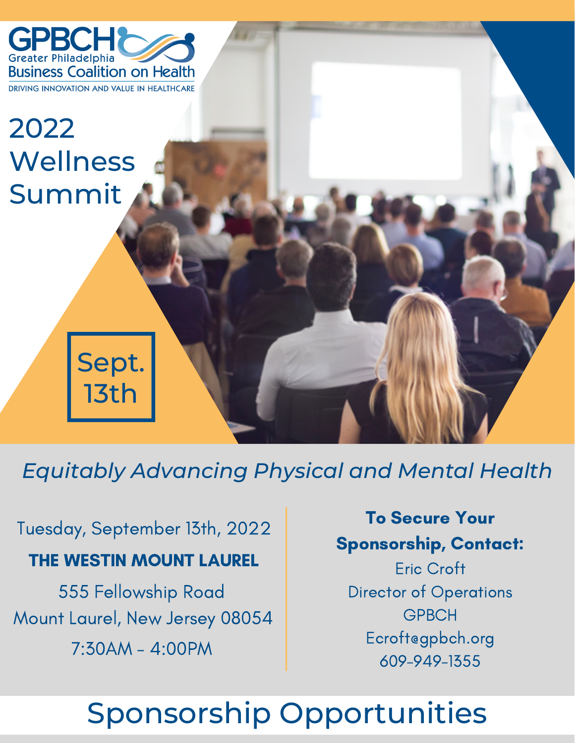**GPBCH**
Greater Philadelphia
Business Coalition on Health
DRIVING INNOVATION AND VALUE IN HEALTHCARE

# 2022 Wellness Summit

**Sept. 13th**

*Equitably Advancing Physical and Mental Health*

Tuesday, September 13th, 2022

**THE WESTIN MOUNT LAUREL**

555 Fellowship Road
Mount Laurel, New Jersey 08054

7:30AM - 4:00PM

**To Secure Your Sponsorship, Contact:**

Eric Croft
Director of Operations
GPBCH
Ecroft@gpbch.org
609-949-1355

# Sponsorship Opportunities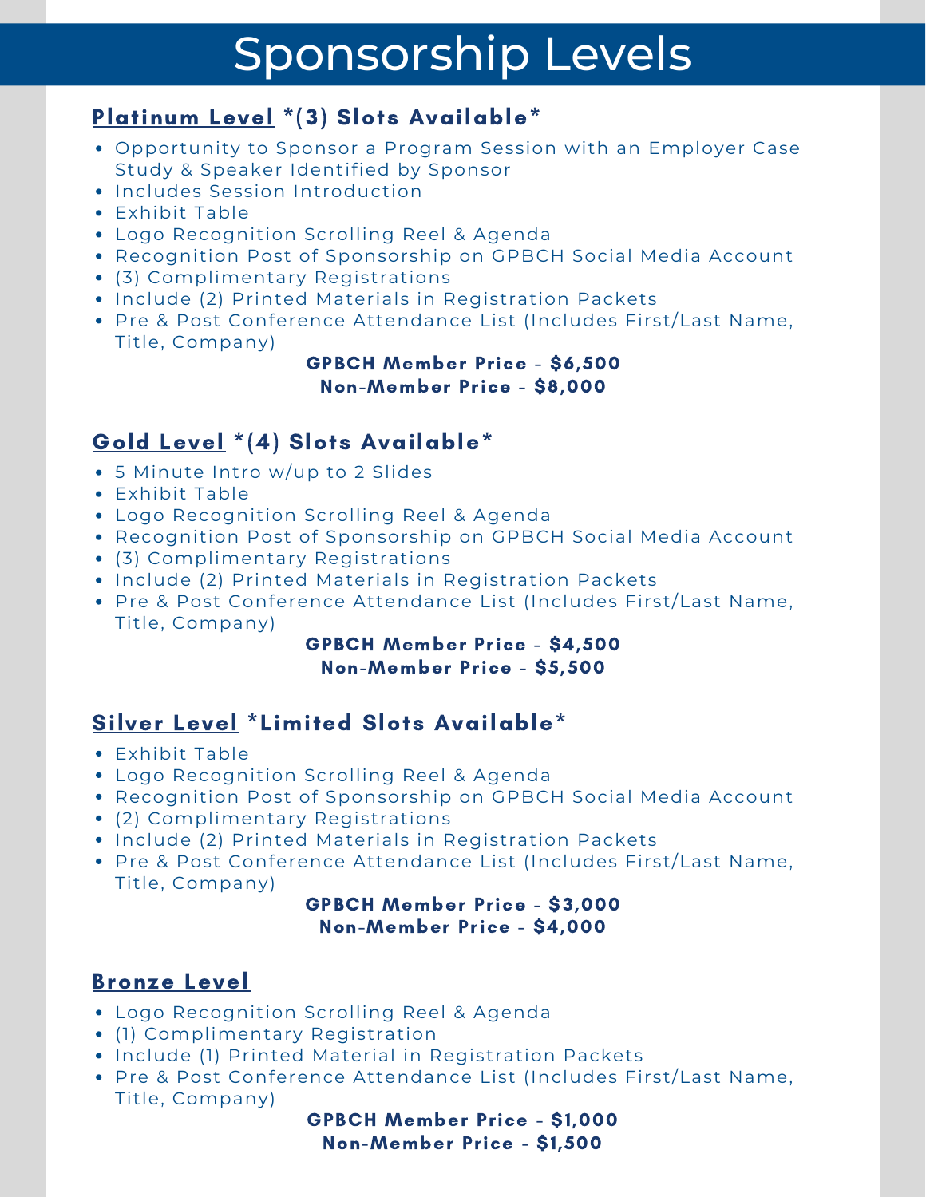# Sponsorship Levels

## Platinum Level *(3) Slots Available*

- Opportunity to Sponsor a Program Session with an Employer Case Study & Speaker Identified by Sponsor
- Includes Session Introduction
- Exhibit Table
- Logo Recognition Scrolling Reel & Agenda
- Recognition Post of Sponsorship on GPBCH Social Media Account
- (3) Complimentary Registrations
- Include (2) Printed Materials in Registration Packets
- Pre & Post Conference Attendance List (Includes First/Last Name, Title, Company)

**GPBCH Member Price - $6,500**
**Non-Member Price - $8,000**

## Gold Level *(4) Slots Available*

- 5 Minute Intro w/up to 2 Slides
- Exhibit Table
- Logo Recognition Scrolling Reel & Agenda
- Recognition Post of Sponsorship on GPBCH Social Media Account
- (3) Complimentary Registrations
- Include (2) Printed Materials in Registration Packets
- Pre & Post Conference Attendance List (Includes First/Last Name, Title, Company)

**GPBCH Member Price - $4,500**
**Non-Member Price - $5,500**

## Silver Level *Limited Slots Available*

- Exhibit Table
- Logo Recognition Scrolling Reel & Agenda
- Recognition Post of Sponsorship on GPBCH Social Media Account
- (2) Complimentary Registrations
- Include (2) Printed Materials in Registration Packets
- Pre & Post Conference Attendance List (Includes First/Last Name, Title, Company)

**GPBCH Member Price - $3,000**
**Non-Member Price - $4,000**

## Bronze Level

- Logo Recognition Scrolling Reel & Agenda
- (1) Complimentary Registration
- Include (1) Printed Material in Registration Packets
- Pre & Post Conference Attendance List (Includes First/Last Name, Title, Company)

**GPBCH Member Price - $1,000**
**Non-Member Price - $1,500**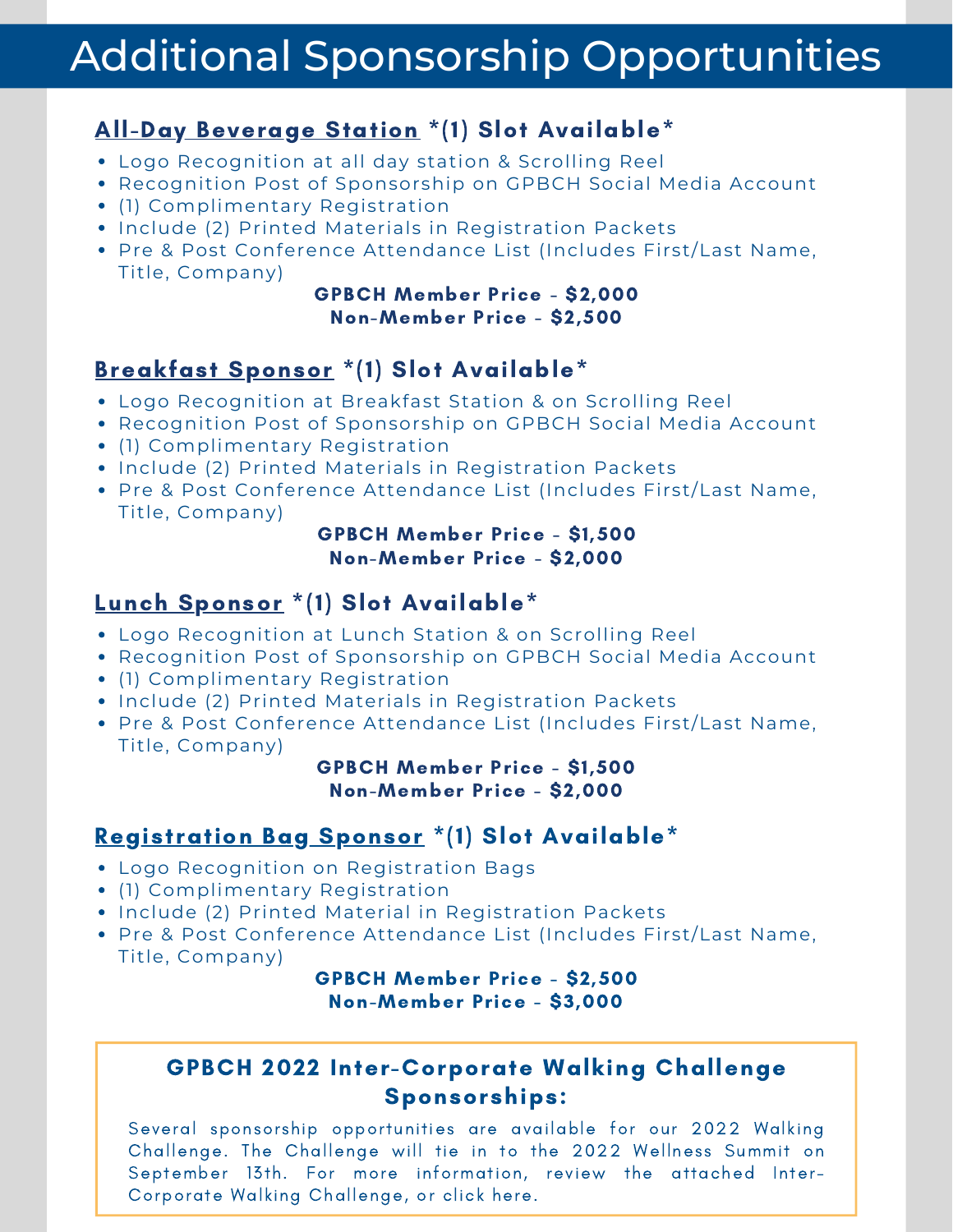# Additional Sponsorship Opportunities

## All-Day Beverage Station *(1) Slot Available*

- Logo Recognition at all day station & Scrolling Reel
- Recognition Post of Sponsorship on GPBCH Social Media Account
- (1) Complimentary Registration
- Include (2) Printed Materials in Registration Packets
- Pre & Post Conference Attendance List (Includes First/Last Name, Title, Company)

**GPBCH Member Price - $2,000**
**Non-Member Price - $2,500**

## Breakfast Sponsor *(1) Slot Available*

- Logo Recognition at Breakfast Station & on Scrolling Reel
- Recognition Post of Sponsorship on GPBCH Social Media Account
- (1) Complimentary Registration
- Include (2) Printed Materials in Registration Packets
- Pre & Post Conference Attendance List (Includes First/Last Name, Title, Company)

**GPBCH Member Price - $1,500**
**Non-Member Price - $2,000**

## Lunch Sponsor *(1) Slot Available*

- Logo Recognition at Lunch Station & on Scrolling Reel
- Recognition Post of Sponsorship on GPBCH Social Media Account
- (1) Complimentary Registration
- Include (2) Printed Materials in Registration Packets
- Pre & Post Conference Attendance List (Includes First/Last Name, Title, Company)

**GPBCH Member Price - $1,500**
**Non-Member Price - $2,000**

## Registration Bag Sponsor *(1) Slot Available*

- Logo Recognition on Registration Bags
- (1) Complimentary Registration
- Include (2) Printed Material in Registration Packets
- Pre & Post Conference Attendance List (Includes First/Last Name, Title, Company)

**GPBCH Member Price - $2,500**
**Non-Member Price - $3,000**

## GPBCH 2022 Inter-Corporate Walking Challenge Sponsorships:

Several sponsorship opportunities are available for our 2022 Walking Challenge. The Challenge will tie in to the 2022 Wellness Summit on September 13th. For more information, review the attached Inter-Corporate Walking Challenge, or click here.